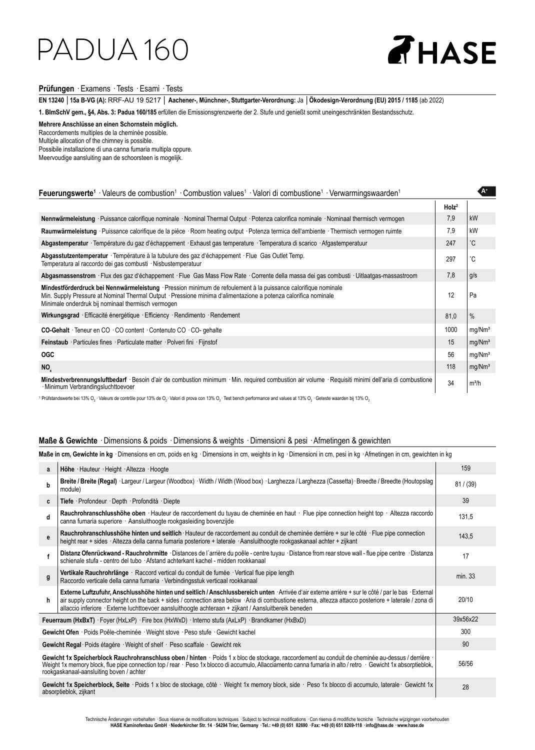# PADUA 160

HASE

## Prüfungen · Examens · Tests · Esami · Tests

**EN 13240** │ **15a B-VG (A):** RRF-AU 19 5217 │ **Aachener-, Münchner-, Stuttgarter-Verordnung:** Ja │ **Ökodesign-Verordnung (EU) 2015 / 1185** (ab 2022)

**1. BImSchV gem., §4, Abs. 3: Padua 160/185** erfüllen die Emissionsgrenzwerte der 2. Stufe und genießt somit uneingeschränkten Bestandsschutz.

**Mehrere Anschlüsse an einen Schornstein möglich.**
Raccordements multiples de la cheminée possible.
Multiple allocation of the chimney is possible.
Possibile installazione di una canna fumaria multipla oppure.
Meervoudige aansluiting aan de schoorsteen is mogelijk.

## Feuerungswerte[1] · Valeurs de combustion[1] · Combustion values[1] · Valori di combustione[1] · Verwarmingswaarden[1]

A+

| | Holz[2] | |
|---|---|---|
| **Nennwärmeleistung** · Puissance calorifique nominale · Nominal Thermal Output · Potenza calorifica nominale · Nominaal thermisch vermogen | 7,9 | kW |
| **Raumwärmeleistung** · Puissance calorifique de la pièce · Room heating output · Potenza termica dell'ambiente · Thermisch vermogen ruimte | 7,9 | kW |
| **Abgastemperatur** · Température du gaz d'échappement · Exhaust gas temperature · Temperatura di scarico · Afgastemperatuur | 247 | °C |
| **Abgasstutzentemperatur** · Température à la tubulure des gaz d'échappement · Flue Gas Outlet Temp. Temperatura al raccordo dei gas combusti · Nisbustemperatuur | 297 | °C |
| **Abgasmassenstrom** · Flux des gaz d'échappement · Flue Gas Mass Flow Rate · Corrente della massa dei gas combusti · Uitlaatgas-massastroom | 7,8 | g/s |
| **Mindestförderdruck bei Nennwärmeleistung** · Pression minimum de refoulement à la puissance calorifique nominale Min. Supply Pressure at Nominal Thermal Output · Pressione minima d'alimentazione a potenza calorifica nominale Minimale onderdruk bij nominaal thermisch vermogen | 12 | Pa |
| **Wirkungsgrad** · Efficacité énergétique · Efficiency · Rendimento · Rendement | 81,0 | % |
| **CO-Gehalt** · Teneur en CO · CO content · Contenuto CO · CO- gehalte | 1000 | mg/Nm³ |
| **Feinstaub** · Particules fines · Particulate matter · Polveri fini · Fijnstof | 15 | mg/Nm³ |
| **OGC** | 56 | mg/Nm³ |
| **$NO_x$** | 118 | mg/Nm³ |
| **Mindestverbrennungsluftbedarf** · Besoin d'air de combustion minimum · Min. required combustion air volume · Requisiti minimi dell'aria di combustione · Minimum Verbrandingsluchttoevoer | 34 | m³/h |

[1] Prüfstandswerte bei 13% $O_2$ · Valeurs de contrôle pour 13% de $O_2$ · Valori di prova con 13% $O_2$ · Test bench performance and values at 13% $O_2$ · Geteste waarden bij 13% $O_2$

## Maße & Gewichte · Dimensions & poids · Dimensions & weights · Dimensioni & pesi · Afmetingen & gewichten

**Maße in cm, Gewichte in kg** · Dimensions en cm, poids en kg · Dimensions in cm, weights in kg · Dimensioni in cm, pesi in kg · Afmetingen in cm, gewichten in kg

| | | |
|---|---|---|
| **a** | **Höhe** · Hauteur · Height · Altezza · Hoogte | 159 |
| **b** | **Breite / Breite (Regal)** · Largeur / Largeur (Woodbox) · Width / Width (Wood box) · Larghezza / Larghezza (Cassetta) · Bredte / Breedte (Houtopslag module) | 81 / (39) |
| **c** | **Tiefe** · Profondeur · Depth · Profondità · Diepte | 39 |
| **d** | **Rauchrohranschlusshöhe oben** · Hauteur de raccordement du tuyau de cheminée en haut · Flue pipe connection height top · Altezza raccordo canna fumaria superiore · Aansluithoogte rookgasleiding bovenzijde | 131,5 |
| **e** | **Rauchrohranschlusshöhe hinten und seitlich** · Hauteur de raccordement au conduit de cheminée derrière + sur le côté · Flue pipe connection height rear + sides · Altezza della canna fumaria posteriore + laterale · Aansluithoogte rookgaskanaal achter + zijkant | 143,5 |
| **f** | **Distanz Ofenrückwand - Rauchrohrmitte** · Distances de l´arrière du poêle - centre tuyau · Distance from rear stove wall - flue pipe centre · Distanza schienale stufa - centro del tubo · Afstand achterkant kachel - midden rookkanaal | 17 |
| **g** | **Vertikale Rauchrohrlänge** · Raccord vertical du conduit de fumée · Vertical flue pipe length Raccordo verticale della canna fumaria · Verbindingsstuk verticaal rookkanaal | min. 33 |
| **h** | **Externe Luftzufuhr, Anschlusshöhe hinten und seitlich / Anschlussbereich unten** · Arrivée d'air externe arrière + sur le côté / par le bas · External air supply connector height on the back + sides / connection area below · Aria di combustione esterna, altezza attacco posteriore + laterale / zona di allaccio inferiore · Externe luchttoevoer aansluithoogte achteraan + zijkant / Aansluitbereik beneden | 20/10 |
| **Feuerraum (HxBxT)** · Foyer (HxLxP) · Fire box (HxWxD) · Interno stufa (AxLxP) · Brandkamer (HxBxD) | | 39x56x22 |
| **Gewicht Ofen** · Poids Poêle-cheminée · Weight stove · Peso stufe · Gewicht kachel | | 300 |
| **Gewicht Regal** · Poids étagère · Weight of shelf · Peso scaffale · Gewicht rek | | 90 |
| **Gewicht 1x Speicherblock Rauchrohranschluss oben / hinten** · Poids 1 x bloc de stockage, raccordement au conduit de cheminée au-dessus / derrière · Weight 1x memory block, flue pipe connection top / rear · Peso 1x blocco di accumulo, Allacciamento canna fumaria in alto / retro · Gewicht 1x absorptieblok, rookgaskanaal-aansluiting boven / achter | | 56/56 |
| **Gewicht 1x Speicherblock, Seite** · Poids 1 x bloc de stockage, côté · Weight 1x memory block, side · Peso 1x blocco di accumulo, laterale · Gewicht 1x absorptieblok, zijkant | | 28 |

Technische Änderungen vorbehalten · Sous réserve de modifications techniques · Subject to technical modifications · Con riserva di modifiche tecniche · Technische wijzigingen voorbehouden
**HASE Kaminofenbau GmbH · Niederkircher Str. 14 · 54294 Trier, Germany · Tel.: +49 (0) 651 82690 · Fax: +49 (0) 651 8269-118 · info@hase.de · www.hase.de**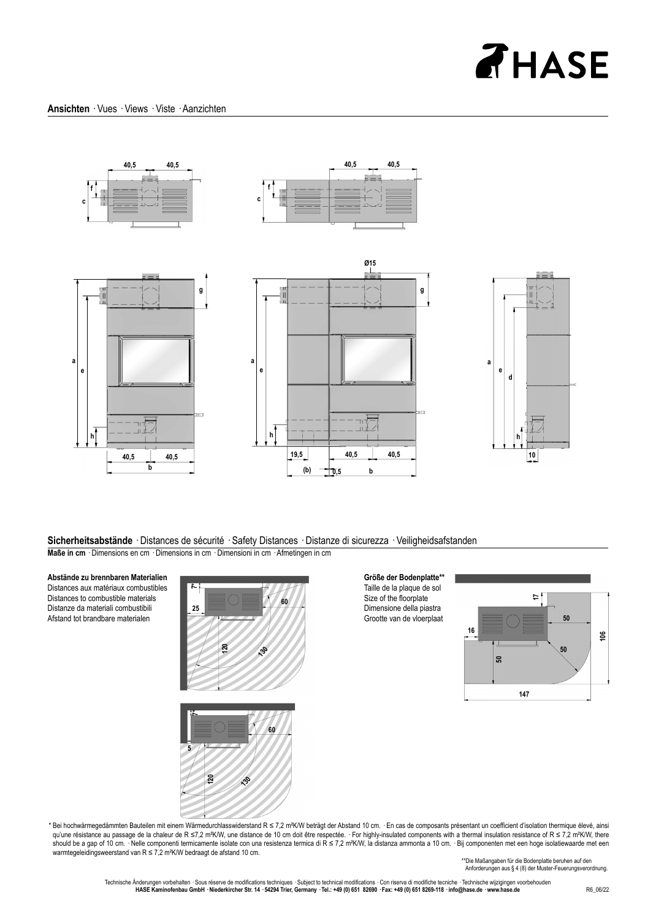## Ansichten · Vues · Views · Viste · Aanzichten

## Sicherheitsabstände · Distances de sécurité · Safety Distances · Distanze di sicurezza · Veiligheidsafstanden

**Maße in cm** · Dimensions en cm · Dimensions in cm · Dimensioni in cm · Afmetingen in cm

**Abstände zu brennbaren Materialien**
Distances aux matériaux combustibles
Distances to combustible materials
Distanze da materiali combustibili
Afstand tot brandbare materialen

**Größe der Bodenplatte****
Taille de la plaque de sol
Size of the floorplate
Dimensione della piastra
Grootte van de vloerplaat

\* Bei hochwärmegedämmten Bauteilen mit einem Wärmedurchlasswiderstand R ≤ 7,2 m²K/W beträgt der Abstand 10 cm. · En cas de composants présentant un coefficient d'isolation thermique élevé, ainsi qu'une résistance au passage de la chaleur de R ≤7,2 m²K/W, une distance de 10 cm doit être respectée. · For highly-insulated components with a thermal insulation resistance of R ≤ 7,2 m²K/W, there should be a gap of 10 cm. · Nelle componenti termicamente isolate con una resistenza termica di R ≤ 7,2 m²K/W, la distanza ammonta a 10 cm. · Bij componenten met een hoge isolatiewaarde met een warmtegeleidingsweerstand van R ≤ 7,2 m²K/W bedraagt de afstand 10 cm.

\*\*Die Maßangaben für die Bodenplatte beruhen auf den Anforderungen aus § 4 (8) der Muster-Feuerungsverordnung.

Technische Änderungen vorbehalten · Sous réserve de modifications techniques · Subject to technical modifications · Con riserva di modifiche tecniche · Technische wijzigingen voorbehouden
**HASE Kaminofenbau GmbH · Niederkircher Str. 14 · 54294 Trier, Germany · Tel.: +49 (0) 651 82690 · Fax: +49 (0) 651 8269-118 · info@hase.de · www.hase.de**

R6_06/22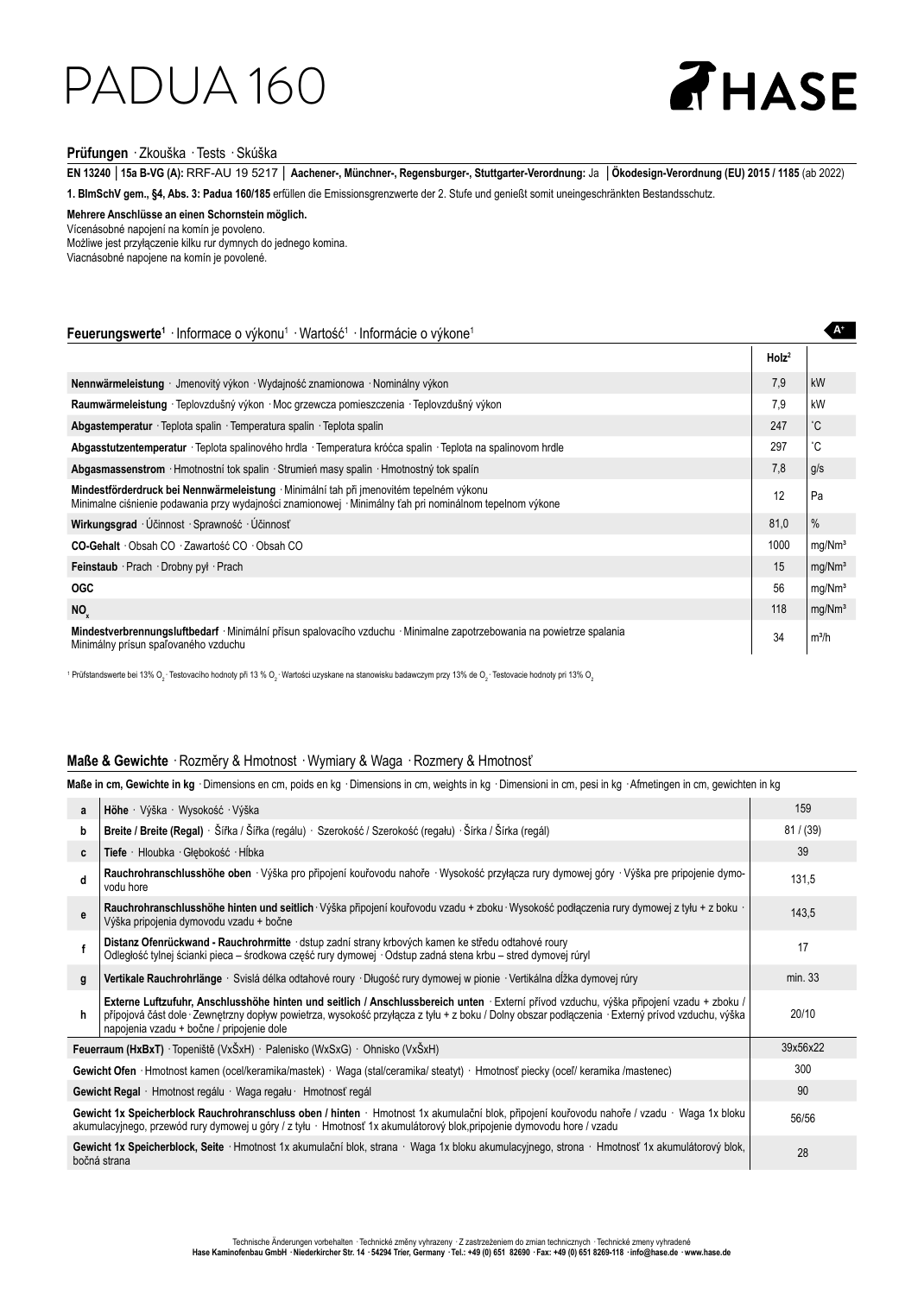# PADUA 160

HASE

## Prüfungen · Zkouška · Tests · Skúška

**EN 13240** │ **15a B-VG (A):** RRF-AU 19 5217 │ **Aachener-, Münchner-, Regensburger-, Stuttgarter-Verordnung:** Ja │ **Ökodesign-Verordnung (EU) 2015 / 1185** (ab 2022)

**1. BImSchV gem., §4, Abs. 3: Padua 160/185** erfüllen die Emissionsgrenzwerte der 2. Stufe und genießt somit uneingeschränkten Bestandsschutz.

**Mehrere Anschlüsse an einen Schornstein möglich.**
Vícenásobné napojení na komín je povoleno.
Możliwe jest przyłączenie kilku rur dymnych do jednego komina.
Viacnásobné napojene na komín je povolené.

## Feuerungswerte[1] · Informace o výkonu[1] · Wartość[1] · Informácie o výkone[1]

A+

| | Holz[2] | |
|---|---|---|
| **Nennwärmeleistung** · Jmenovitý výkon · Wydajność znamionowa · Nominálny výkon | 7,9 | kW |
| **Raumwärmeleistung** · Teplovzdušný výkon · Moc grzewcza pomieszczenia · Teplovzdušný výkon | 7,9 | kW |
| **Abgastemperatur** · Teplota spalin · Temperatura spalin · Teplota spalin | 247 | ˚C |
| **Abgasstutzentemperatur** · Teplota spalinového hrdla · Temperatura króćca spalin · Teplota na spalinovom hrdle | 297 | ˚C |
| **Abgasmassenstrom** · Hmotnostní tok spalin · Strumień masy spalin · Hmotnostný tok spalín | 7,8 | g/s |
| **Mindestförderdruck bei Nennwärmeleistung** · Minimální tah při jmenovitém tepelném výkonu<br>Minimalne ciśnienie podawania przy wydajności znamionowej · Minimálny ťah pri nominálnom tepelnom výkone | 12 | Pa |
| **Wirkungsgrad** · Účinnost · Sprawność · Účinnosť | 81,0 | % |
| **CO-Gehalt** · Obsah CO · Zawartość CO · Obsah CO | 1000 | mg/Nm³ |
| **Feinstaub** · Prach · Drobny pył · Prach | 15 | mg/Nm³ |
| **OGC** | 56 | mg/Nm³ |
| **$NO_x$** | 118 | mg/Nm³ |
| **Mindestverbrennungsluftbedarf** · Minimální přísun spalovacího vzduchu · Minimalne zapotrzebowania na powietrze spalania<br>Minimálny prísun spaľovaného vzduchu | 34 | m³/h |

[1] Prüfstandswerte bei 13% $O_2$ · Testovacího hodnoty při 13 % $O_2$ · Wartości uzyskane na stanowisku badawczym przy 13% de $O_2$ · Testovacie hodnoty pri 13% $O_2$

## Maße & Gewichte · Rozměry & Hmotnost · Wymiary & Waga · Rozmery & Hmotnosť

**Maße in cm, Gewichte in kg** · Dimensions en cm, poids en kg · Dimensions in cm, weights in kg · Dimensioni in cm, pesi in kg · Afmetingen in cm, gewichten in kg

| | | |
|---|---|---|
| **a** | **Höhe** · Výška · Wysokość · Výška | 159 |
| **b** | **Breite / Breite (Regal)** · Šířka / Šířka (regálu) · Szerokość / Szerokość (regału) · Šírka / Šírka (regál) | 81 / (39) |
| **c** | **Tiefe** · Hloubka · Głębokość · Hĺbka | 39 |
| **d** | **Rauchrohranschlusshöhe oben** · Výška pro připojení kouřovodu nahoře · Wysokość przyłącza rury dymowej góry · Výška pre pripojenie dymovodu hore | 131,5 |
| **e** | **Rauchrohranschlusshöhe hinten und seitlich** · Výška připojení kouřovodu vzadu + zboku · Wysokość podłączenia rury dymowej z tyłu + z boku · Výška pripojenia dymovodu vzadu + bočne | 143,5 |
| **f** | **Distanz Ofenrückwand - Rauchrohrmitte** · dstup zadní strany krbových kamen ke středu odtahové roury<br>Odległość tylnej ścianki pieca – środkowa część rury dymowej · Odstup zadná stena krbu – stred dymovej rúryl | 17 |
| **g** | **Vertikale Rauchrohrlänge** · Svislá délka odtahové roury · Długość rury dymowej w pionie · Vertikálna dĺžka dymovej rúry | min. 33 |
| **h** | **Externe Luftzufuhr, Anschlusshöhe hinten und seitlich / Anschlussbereich unten** · Externí přívod vzduchu, výška připojení vzadu + zboku / přípojová část dole · Zewnętrzny dopływ powietrza, wysokość przyłącza z tyłu + z boku / Dolny obszar podłączenia · Externý prívod vzduchu, výška napojenia vzadu + bočne / pripojenie dole | 20/10 |
| **Feuerraum (HxBxT)** · Topeniště (VxŠxH) · Palenisko (WxSxG) · Ohnisko (VxŠxH) | | 39x56x22 |
| **Gewicht Ofen** · Hmotnost kamen (ocel/keramika/mastek) · Waga (stal/ceramika/ steatyt) · Hmotnosť piecky (oceľ/ keramika /mastenec) | | 300 |
| **Gewicht Regal** · Hmotnost regálu · Waga regału · Hmotnosť regál | | 90 |
| **Gewicht 1x Speicherblock Rauchrohranschluss oben / hinten** · Hmotnost 1x akumulační blok, připojení kouřovodu nahoře / vzadu · Waga 1x bloku akumulacyjnego, przewód rury dymowej u góry / z tyłu · Hmotnosť 1x akumulátorový blok,pripojenie dymovodu hore / vzadu | | 56/56 |
| **Gewicht 1x Speicherblock, Seite** · Hmotnost 1x akumulační blok, strana · Waga 1x bloku akumulacyjnego, strona · Hmotnosť 1x akumulátorový blok, bočná strana | | 28 |

Technische Änderungen vorbehalten · Technické změny vyhrazeny · Z zastrzeżeniem do zmian technicznych · Technické zmeny vyhradené
**Hase Kaminofenbau GmbH · Niederkircher Str. 14 · 54294 Trier, Germany · Tel.: +49 (0) 651 82690 · Fax: +49 (0) 651 8269-118 · info@hase.de · www.hase.de**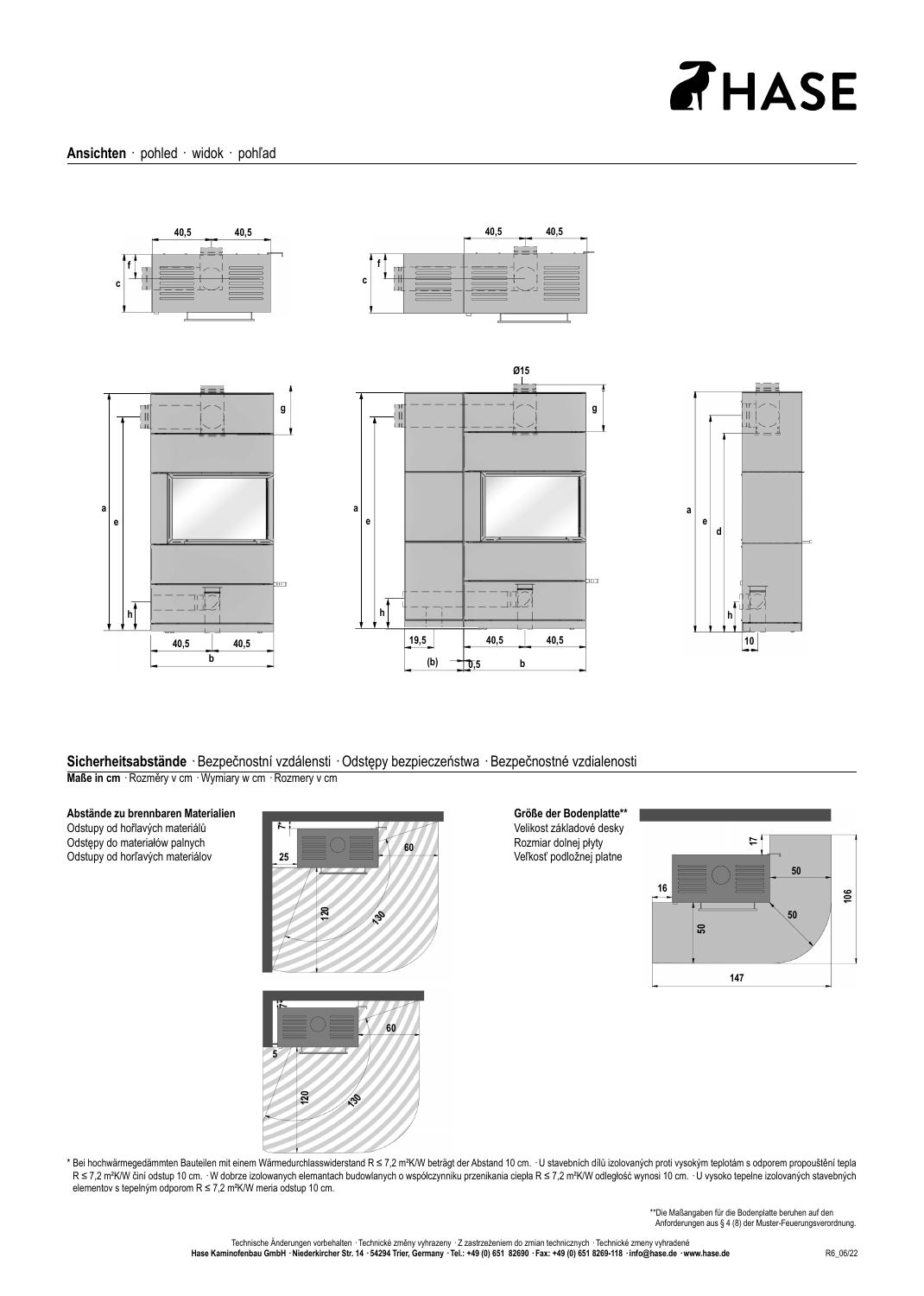## Ansichten · pohled · widok · pohľad

40,5 40,5
f
c

40,5 40,5
f
c

Ø15

g
a
e
h
40,5 40,5
b

g
a
e
h
19,5 40,5 40,5
(b) 0,5 b

a
e
d
h
10

## Sicherheitsabstände · Bezpečnostní vzdálensti · Odstępy bezpieczeństwa · Bezpečnostné vzdialenosti

**Maße in cm** · Rozměry v cm · Wymiary w cm · Rozmery v cm

**Abstände zu brennbaren Materialien**
Odstupy od hořlavých materiálů
Odstępy do materiałów palnych
Odstupy od horľavých materiálov

7*
25
60
120
130

7*
5
60
120
130

**Größe der Bodenplatte****
Velikost základové desky
Rozmiar dolnej płyty
Veľkosť podložnej platne

17
50
16
106
50
50
147

\* Bei hochwärmegedämmten Bauteilen mit einem Wärmedurchlasswiderstand R ≤ 7,2 m²K/W beträgt der Abstand 10 cm. · U stavebních dílů izolovaných proti vysokým teplotám s odporem propouštění tepla R ≤ 7,2 m²K/W činí odstup 10 cm. · W dobrze izolowanych elemantach budowlanych o współczynniku przenikania ciepła R ≤ 7,2 m²K/W odległość wynosi 10 cm. · U vysoko tepelne izolovaných stavebných elementov s tepelným odporom R ≤ 7,2 m²K/W meria odstup 10 cm.

**Die Maßangaben für die Bodenplatte beruhen auf den Anforderungen aus § 4 (8) der Muster-Feuerungsverordnung.

Technische Änderungen vorbehalten · Technické změny vyhrazeny · Z zastrzeżeniem do zmian technicznych · Technické zmeny vyhradené
**Hase Kaminofenbau GmbH · Niederkircher Str. 14 · 54294 Trier, Germany · Tel.: +49 (0) 651 82690 · Fax: +49 (0) 651 8269-118 · info@hase.de · www.hase.de**

R6_06/22